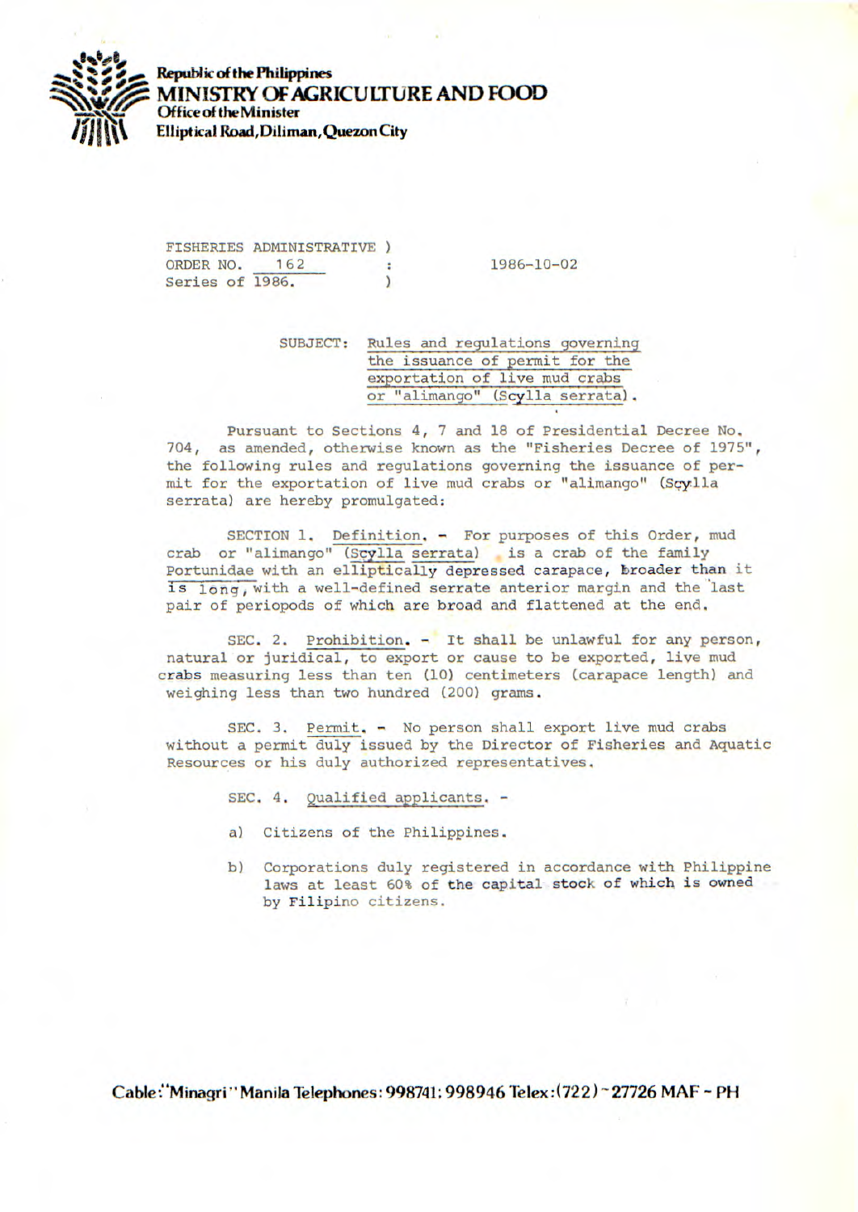**Republic of the Philippines**
**MINISTRY OF AGRICULTURE AND FOOD**
**Office of the Minister**
**Elliptical Road, Diliman, Quezon City**

FISHERIES ADMINISTRATIVE ORDER NO. 162
Series of 1986.

1986-10-02

SUBJECT: Rules and regulations governing the issuance of permit for the exportation of live mud crabs or "alimango" (*Scylla serrata*).

Pursuant to Sections 4, 7 and 18 of Presidential Decree No. 704, as amended, otherwise known as the "Fisheries Decree of 1975", the following rules and regulations governing the issuance of permit for the exportation of live mud crabs or "alimango" (Scylla serrata) are hereby promulgated:

SECTION 1. Definition. - For purposes of this Order, mud crab or "alimango" (*Scylla serrata*) is a crab of the family Portunidae with an elliptically depressed carapace, broader than it is long, with a well-defined serrate anterior margin and the last pair of periopods of which are broad and flattened at the end.

SEC. 2. Prohibition. - It shall be unlawful for any person, natural or juridical, to export or cause to be exported, live mud crabs measuring less than ten (10) centimeters (carapace length) and weighing less than two hundred (200) grams.

SEC. 3. Permit. - No person shall export live mud crabs without a permit duly issued by the Director of Fisheries and Aquatic Resources or his duly authorized representatives.

SEC. 4. Qualified applicants. -

a) Citizens of the Philippines.

b) Corporations duly registered in accordance with Philippine laws at least 60% of the capital stock of which is owned by Filipino citizens.

Cable: "Minagri" Manila Telephones: 998741; 998946 Telex: (722) - 27726 MAF - PH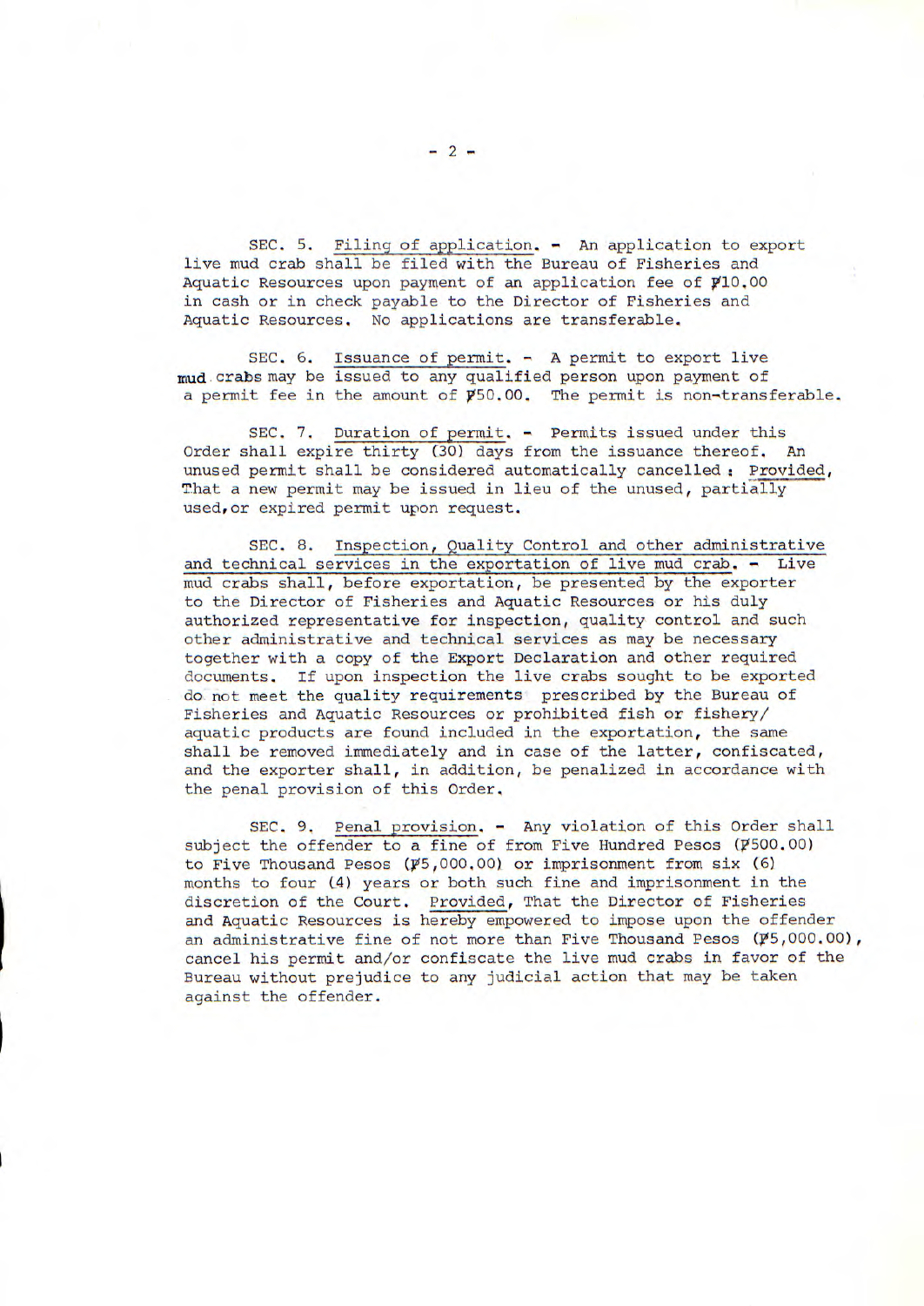SEC. 5. Filing of application. - An application to export live mud crab shall be filed with the Bureau of Fisheries and Aquatic Resources upon payment of an application fee of ₱10.00 in cash or in check payable to the Director of Fisheries and Aquatic Resources. No applications are transferable.

SEC. 6. Issuance of permit. - A permit to export live mud crabs may be issued to any qualified person upon payment of a permit fee in the amount of ₱50.00. The permit is non-transferable.

SEC. 7. Duration of permit. - Permits issued under this Order shall expire thirty (30) days from the issuance thereof. An unused permit shall be considered automatically cancelled: Provided, That a new permit may be issued in lieu of the unused, partially used, or expired permit upon request.

SEC. 8. Inspection, Quality Control and other administrative and technical services in the exportation of live mud crab. - Live mud crabs shall, before exportation, be presented by the exporter to the Director of Fisheries and Aquatic Resources or his duly authorized representative for inspection, quality control and such other administrative and technical services as may be necessary together with a copy of the Export Declaration and other required documents. If upon inspection the live crabs sought to be exported do not meet the quality requirements prescribed by the Bureau of Fisheries and Aquatic Resources or prohibited fish or fishery/aquatic products are found included in the exportation, the same shall be removed immediately and in case of the latter, confiscated, and the exporter shall, in addition, be penalized in accordance with the penal provision of this Order.

SEC. 9. Penal provision. - Any violation of this Order shall subject the offender to a fine of from Five Hundred Pesos (₱500.00) to Five Thousand Pesos (₱5,000.00) or imprisonment from six (6) months to four (4) years or both such fine and imprisonment in the discretion of the Court. Provided, That the Director of Fisheries and Aquatic Resources is hereby empowered to impose upon the offender an administrative fine of not more than Five Thousand Pesos (₱5,000.00), cancel his permit and/or confiscate the live mud crabs in favor of the Bureau without prejudice to any judicial action that may be taken against the offender.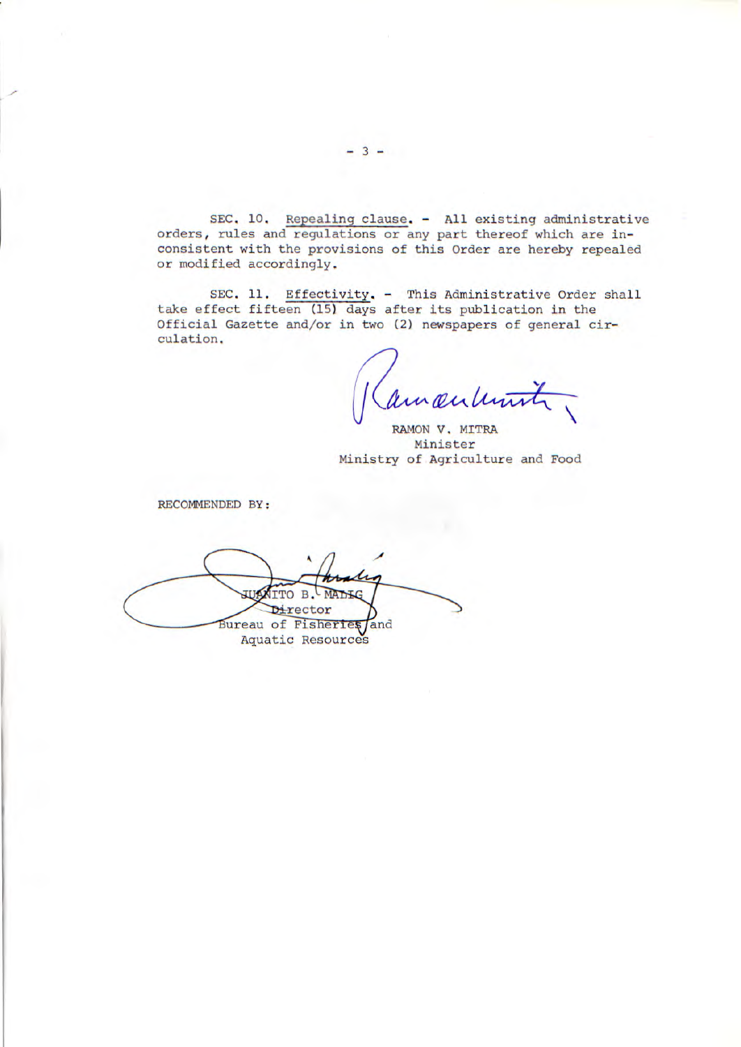SEC. 10. Repealing clause. - All existing administrative orders, rules and regulations or any part thereof which are inconsistent with the provisions of this Order are hereby repealed or modified accordingly.

SEC. 11. Effectivity. - This Administrative Order shall take effect fifteen (15) days after its publication in the Official Gazette and/or in two (2) newspapers of general circulation.

RAMON V. MITRA
Minister
Ministry of Agriculture and Food

RECOMMENDED BY:

JUANITO B. MALIG
Director
Bureau of Fisheries and
Aquatic Resources